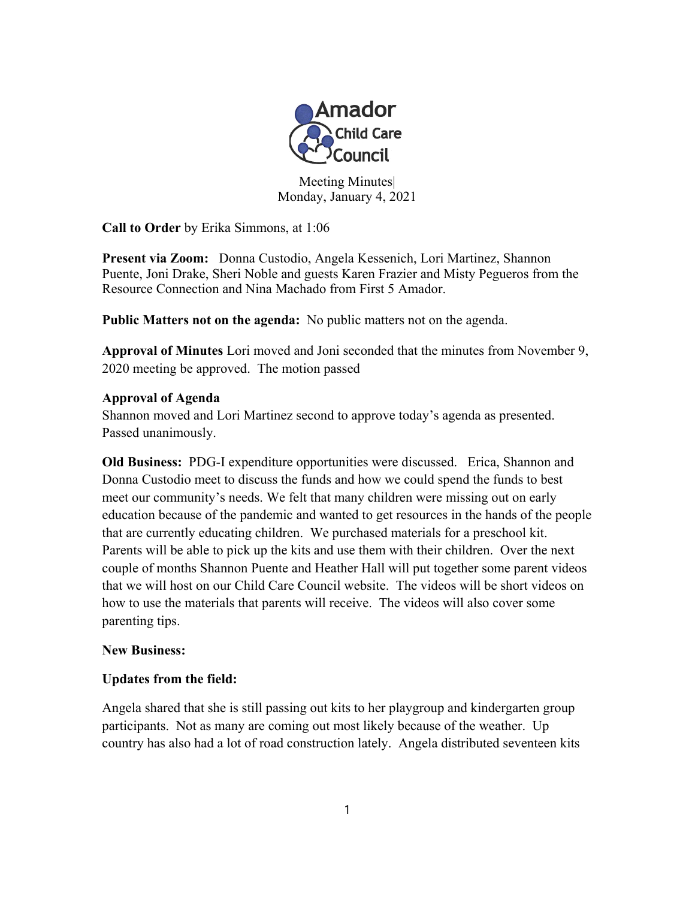Amador Child Care Council

Meeting Minutes|
Monday, January 4, 2021

**Call to Order** by Erika Simmons, at 1:06

**Present via Zoom:** Donna Custodio, Angela Kessenich, Lori Martinez, Shannon Puente, Joni Drake, Sheri Noble and guests Karen Frazier and Misty Pegueros from the Resource Connection and Nina Machado from First 5 Amador.

**Public Matters not on the agenda:** No public matters not on the agenda.

**Approval of Minutes** Lori moved and Joni seconded that the minutes from November 9, 2020 meeting be approved. The motion passed

**Approval of Agenda**
Shannon moved and Lori Martinez second to approve today's agenda as presented. Passed unanimously.

**Old Business:** PDG-I expenditure opportunities were discussed. Erica, Shannon and Donna Custodio meet to discuss the funds and how we could spend the funds to best meet our community's needs. We felt that many children were missing out on early education because of the pandemic and wanted to get resources in the hands of the people that are currently educating children. We purchased materials for a preschool kit. Parents will be able to pick up the kits and use them with their children. Over the next couple of months Shannon Puente and Heather Hall will put together some parent videos that we will host on our Child Care Council website. The videos will be short videos on how to use the materials that parents will receive. The videos will also cover some parenting tips.

**New Business:**

**Updates from the field:**

Angela shared that she is still passing out kits to her playgroup and kindergarten group participants. Not as many are coming out most likely because of the weather. Up country has also had a lot of road construction lately. Angela distributed seventeen kits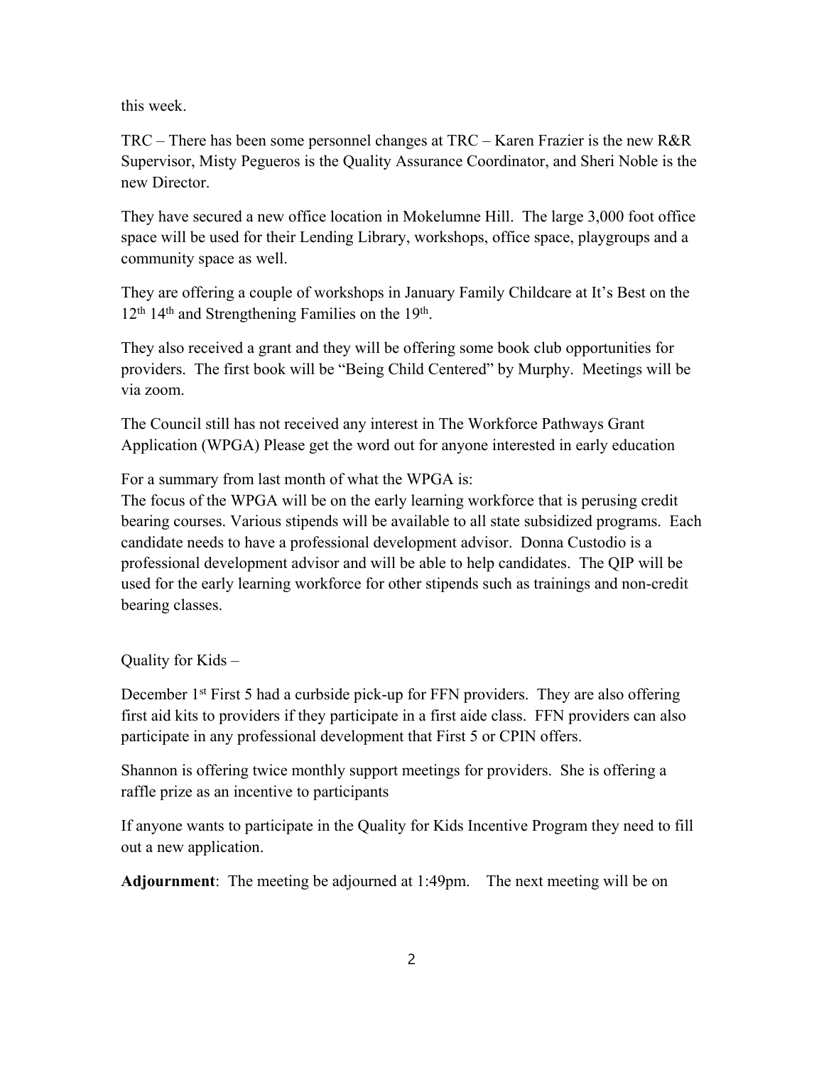this week.

TRC – There has been some personnel changes at TRC – Karen Frazier is the new R&R Supervisor, Misty Pegueros is the Quality Assurance Coordinator, and Sheri Noble is the new Director.

They have secured a new office location in Mokelumne Hill. The large 3,000 foot office space will be used for their Lending Library, workshops, office space, playgroups and a community space as well.

They are offering a couple of workshops in January Family Childcare at It's Best on the 12th 14th and Strengthening Families on the 19th.

They also received a grant and they will be offering some book club opportunities for providers. The first book will be "Being Child Centered" by Murphy. Meetings will be via zoom.

The Council still has not received any interest in The Workforce Pathways Grant Application (WPGA) Please get the word out for anyone interested in early education

For a summary from last month of what the WPGA is:
The focus of the WPGA will be on the early learning workforce that is perusing credit bearing courses. Various stipends will be available to all state subsidized programs. Each candidate needs to have a professional development advisor. Donna Custodio is a professional development advisor and will be able to help candidates. The QIP will be used for the early learning workforce for other stipends such as trainings and non-credit bearing classes.

Quality for Kids –

December 1st First 5 had a curbside pick-up for FFN providers. They are also offering first aid kits to providers if they participate in a first aide class. FFN providers can also participate in any professional development that First 5 or CPIN offers.

Shannon is offering twice monthly support meetings for providers. She is offering a raffle prize as an incentive to participants

If anyone wants to participate in the Quality for Kids Incentive Program they need to fill out a new application.

**Adjournment**: The meeting be adjourned at 1:49pm. The next meeting will be on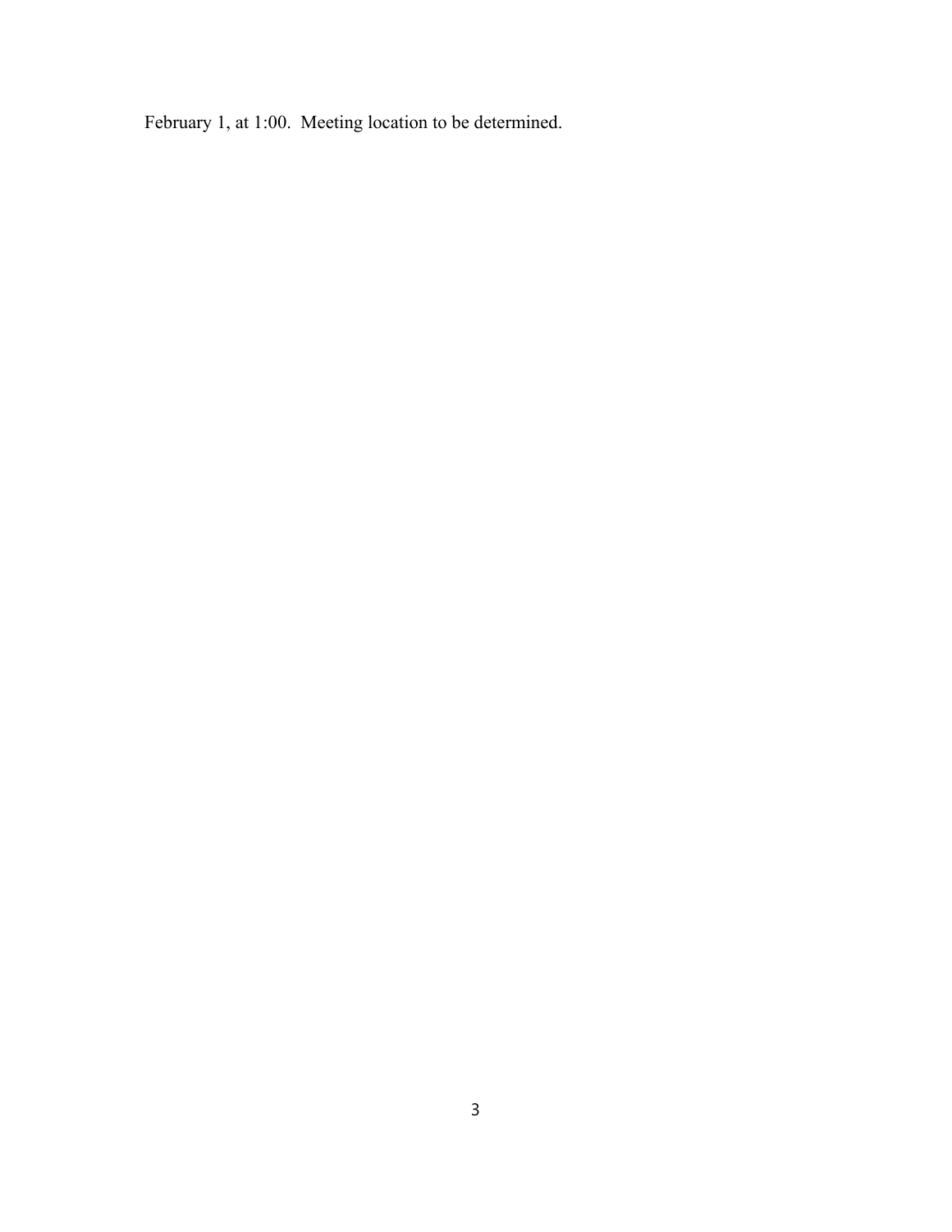February 1, at 1:00.  Meeting location to be determined.